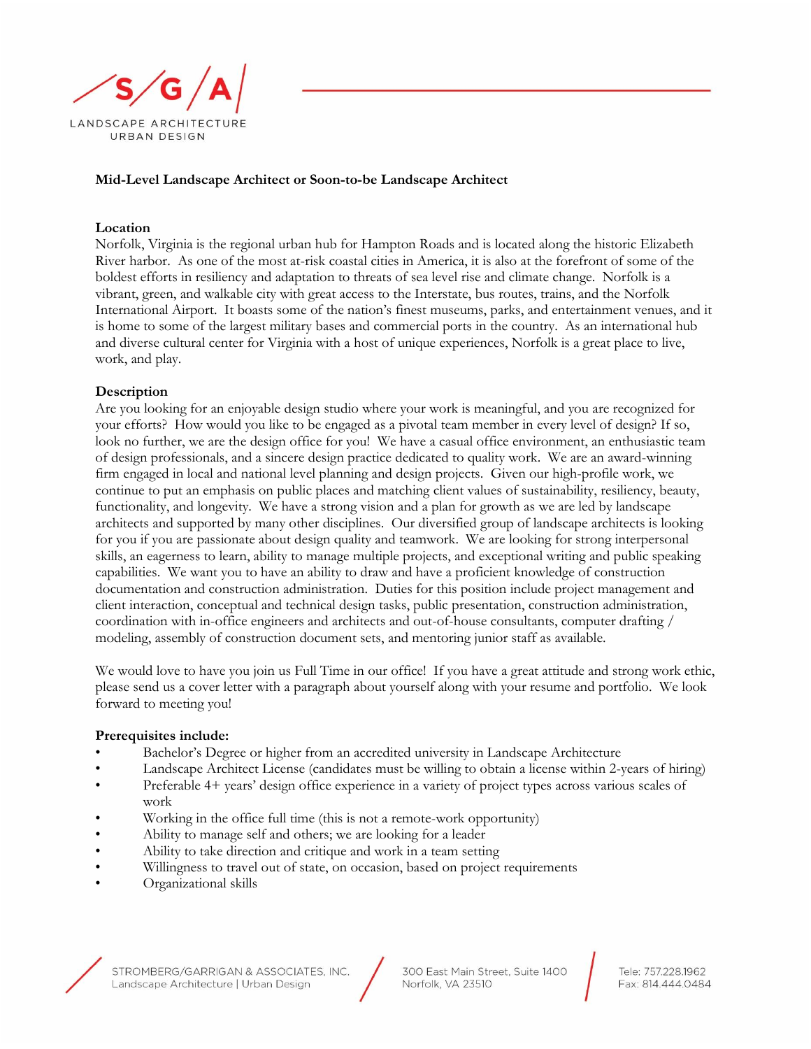S/G/A

LANDSCAPE ARCHITECTURE
URBAN DESIGN

**Mid-Level Landscape Architect or Soon-to-be Landscape Architect**

**Location**

Norfolk, Virginia is the regional urban hub for Hampton Roads and is located along the historic Elizabeth River harbor. As one of the most at-risk coastal cities in America, it is also at the forefront of some of the boldest efforts in resiliency and adaptation to threats of sea level rise and climate change. Norfolk is a vibrant, green, and walkable city with great access to the Interstate, bus routes, trains, and the Norfolk International Airport. It boasts some of the nation's finest museums, parks, and entertainment venues, and it is home to some of the largest military bases and commercial ports in the country. As an international hub and diverse cultural center for Virginia with a host of unique experiences, Norfolk is a great place to live, work, and play.

**Description**

Are you looking for an enjoyable design studio where your work is meaningful, and you are recognized for your efforts? How would you like to be engaged as a pivotal team member in every level of design? If so, look no further, we are the design office for you! We have a casual office environment, an enthusiastic team of design professionals, and a sincere design practice dedicated to quality work. We are an award-winning firm engaged in local and national level planning and design projects. Given our high-profile work, we continue to put an emphasis on public places and matching client values of sustainability, resiliency, beauty, functionality, and longevity. We have a strong vision and a plan for growth as we are led by landscape architects and supported by many other disciplines. Our diversified group of landscape architects is looking for you if you are passionate about design quality and teamwork. We are looking for strong interpersonal skills, an eagerness to learn, ability to manage multiple projects, and exceptional writing and public speaking capabilities. We want you to have an ability to draw and have a proficient knowledge of construction documentation and construction administration. Duties for this position include project management and client interaction, conceptual and technical design tasks, public presentation, construction administration, coordination with in-office engineers and architects and out-of-house consultants, computer drafting / modeling, assembly of construction document sets, and mentoring junior staff as available.

We would love to have you join us Full Time in our office! If you have a great attitude and strong work ethic, please send us a cover letter with a paragraph about yourself along with your resume and portfolio. We look forward to meeting you!

**Prerequisites include:**

- Bachelor's Degree or higher from an accredited university in Landscape Architecture
- Landscape Architect License (candidates must be willing to obtain a license within 2-years of hiring)
- Preferable 4+ years' design office experience in a variety of project types across various scales of work
- Working in the office full time (this is not a remote-work opportunity)
- Ability to manage self and others; we are looking for a leader
- Ability to take direction and critique and work in a team setting
- Willingness to travel out of state, on occasion, based on project requirements
- Organizational skills

STROMBERG/GARRIGAN & ASSOCIATES, INC.
Landscape Architecture | Urban Design

300 East Main Street, Suite 1400
Norfolk, VA 23510

Tele: 757.228.1962
Fax: 814.444.0484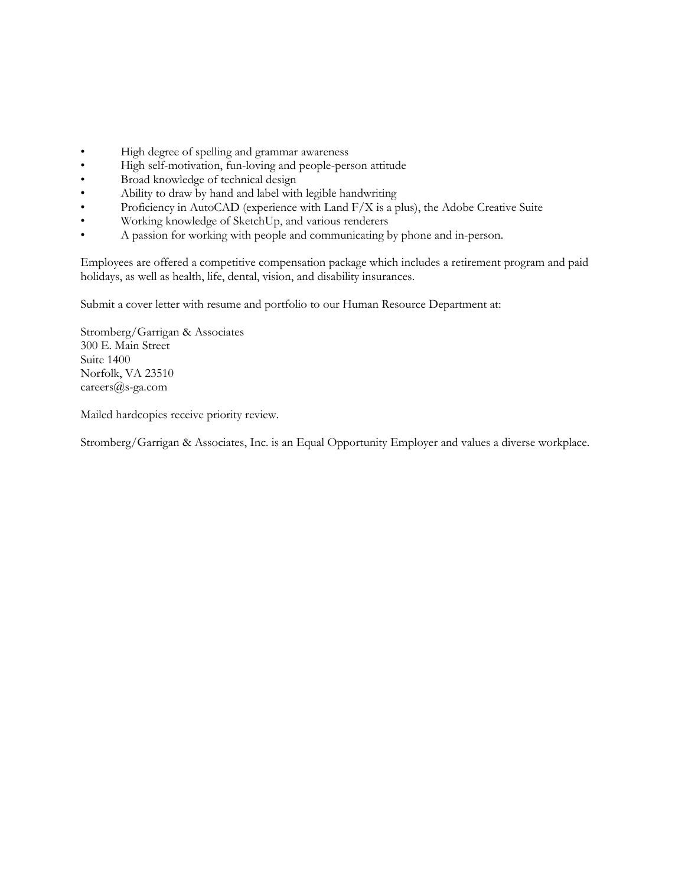- High degree of spelling and grammar awareness
- High self-motivation, fun-loving and people-person attitude
- Broad knowledge of technical design
- Ability to draw by hand and label with legible handwriting
- Proficiency in AutoCAD (experience with Land F/X is a plus), the Adobe Creative Suite
- Working knowledge of SketchUp, and various renderers
- A passion for working with people and communicating by phone and in-person.

Employees are offered a competitive compensation package which includes a retirement program and paid holidays, as well as health, life, dental, vision, and disability insurances.

Submit a cover letter with resume and portfolio to our Human Resource Department at:

Stromberg/Garrigan & Associates  
300 E. Main Street  
Suite 1400  
Norfolk, VA 23510  
careers@s-ga.com

Mailed hardcopies receive priority review.

Stromberg/Garrigan & Associates, Inc. is an Equal Opportunity Employer and values a diverse workplace.